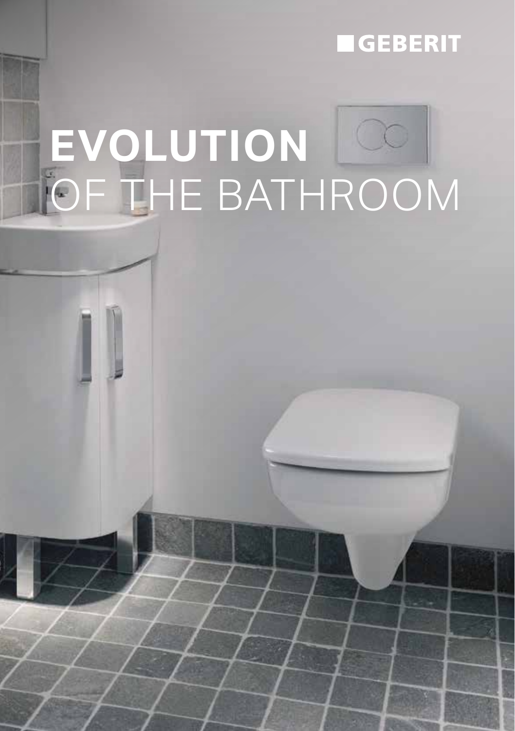GEBERIT

# EVOLUTION OF THE BATHROOM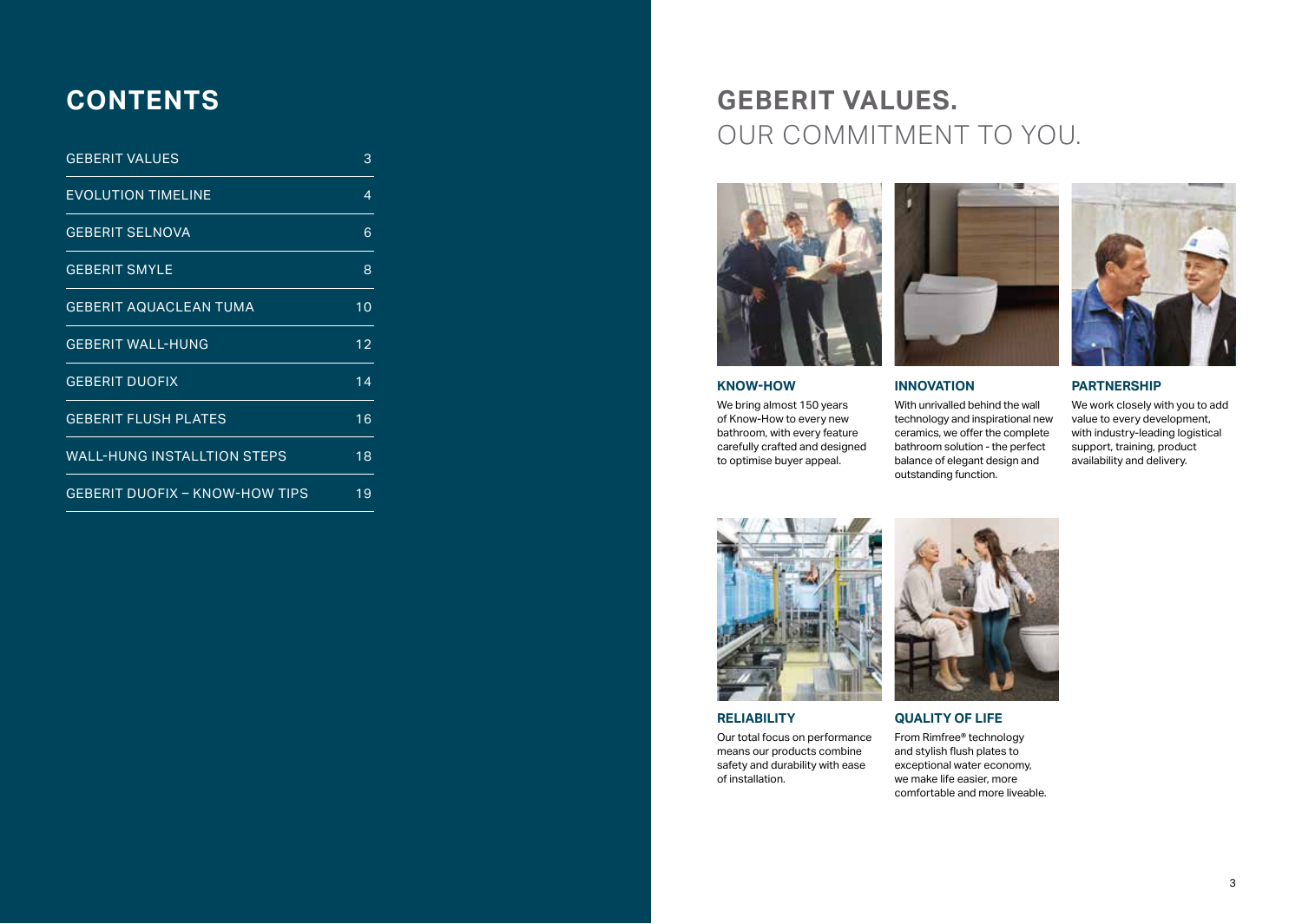# CONTENTS

| | |
|---|---|
| GEBERIT VALUES | 3 |
| EVOLUTION TIMELINE | 4 |
| GEBERIT SELNOVA | 6 |
| GEBERIT SMYLE | 8 |
| GEBERIT AQUACLEAN TUMA | 10 |
| GEBERIT WALL-HUNG | 12 |
| GEBERIT DUOFIX | 14 |
| GEBERIT FLUSH PLATES | 16 |
| WALL-HUNG INSTALLTION STEPS | 18 |
| GEBERIT DUOFIX – KNOW-HOW TIPS | 19 |

# GEBERIT VALUES.
## OUR COMMITMENT TO YOU.

### KNOW-HOW

We bring almost 150 years of Know-How to every new bathroom, with every feature carefully crafted and designed to optimise buyer appeal.

### INNOVATION

With unrivalled behind the wall technology and inspirational new ceramics, we offer the complete bathroom solution - the perfect balance of elegant design and outstanding function.

### PARTNERSHIP

We work closely with you to add value to every development, with industry-leading logistical support, training, product availability and delivery.

### RELIABILITY

Our total focus on performance means our products combine safety and durability with ease of installation.

### QUALITY OF LIFE

From Rimfree® technology and stylish flush plates to exceptional water economy, we make life easier, more comfortable and more liveable.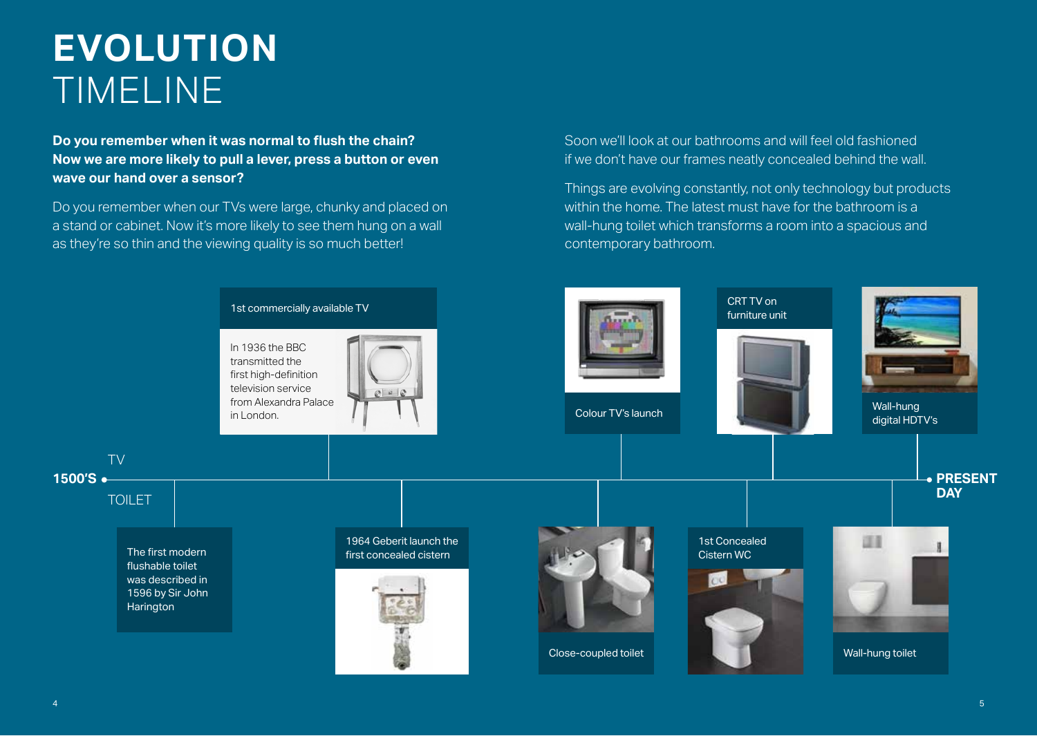# EVOLUTION TIMELINE

**Do you remember when it was normal to flush the chain? Now we are more likely to pull a lever, press a button or even wave our hand over a sensor?**

Do you remember when our TVs were large, chunky and placed on a stand or cabinet. Now it's more likely to see them hung on a wall as they're so thin and the viewing quality is so much better!

Soon we'll look at our bathrooms and will feel old fashioned if we don't have our frames neatly concealed behind the wall.

Things are evolving constantly, not only technology but products within the home. The latest must have for the bathroom is a wall-hung toilet which transforms a room into a spacious and contemporary bathroom.

**1500'S** → **PRESENT DAY**

TV

1st commercially available TV

In 1936 the BBC transmitted the first high-definition television service from Alexandra Palace in London.

Colour TV's launch

CRT TV on furniture unit

Wall-hung digital HDTV's

TOILET

The first modern flushable toilet was described in 1596 by Sir John Harington

1964 Geberit launch the first concealed cistern

Close-coupled toilet

1st Concealed Cistern WC

Wall-hung toilet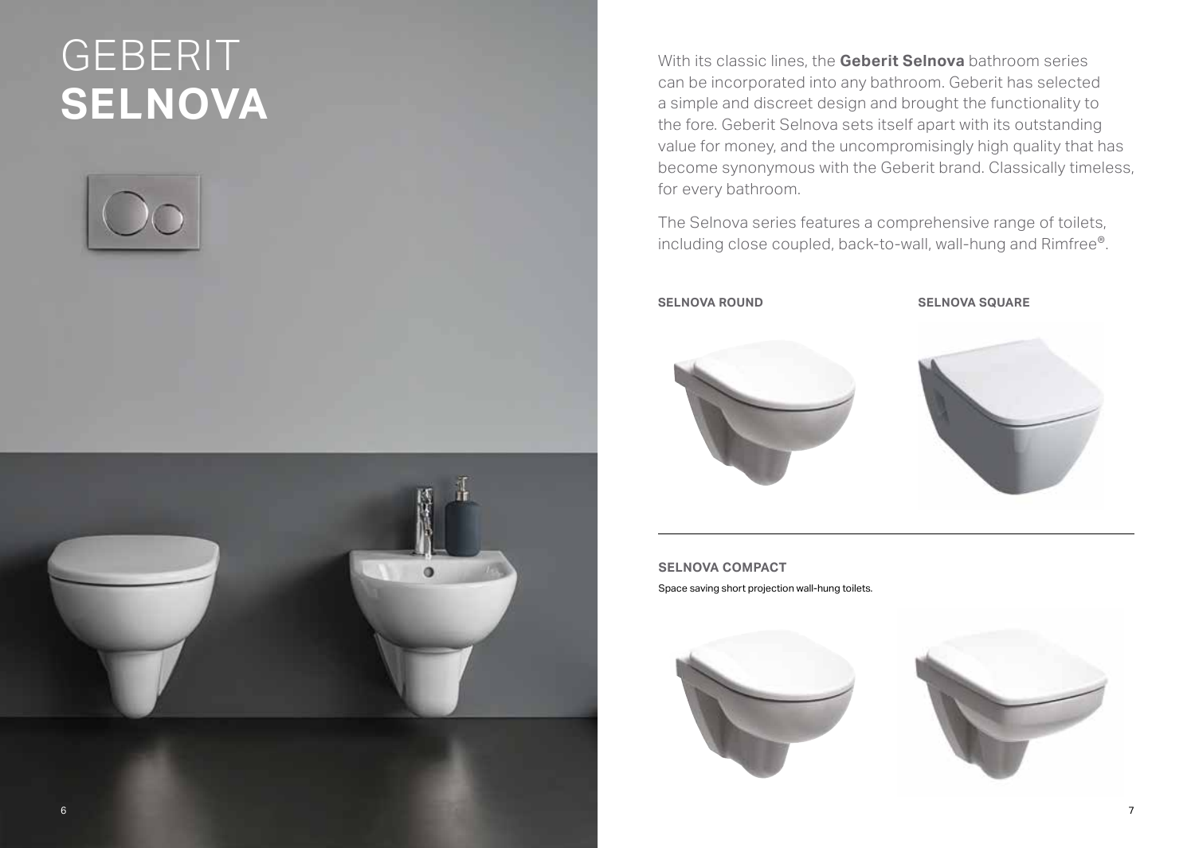# GEBERIT **SELNOVA**

With its classic lines, the **Geberit Selnova** bathroom series can be incorporated into any bathroom. Geberit has selected a simple and discreet design and brought the functionality to the fore. Geberit Selnova sets itself apart with its outstanding value for money, and the uncompromisingly high quality that has become synonymous with the Geberit brand. Classically timeless, for every bathroom.

The Selnova series features a comprehensive range of toilets, including close coupled, back-to-wall, wall-hung and Rimfree®.

**SELNOVA ROUND**

**SELNOVA SQUARE**

**SELNOVA COMPACT**

Space saving short projection wall-hung toilets.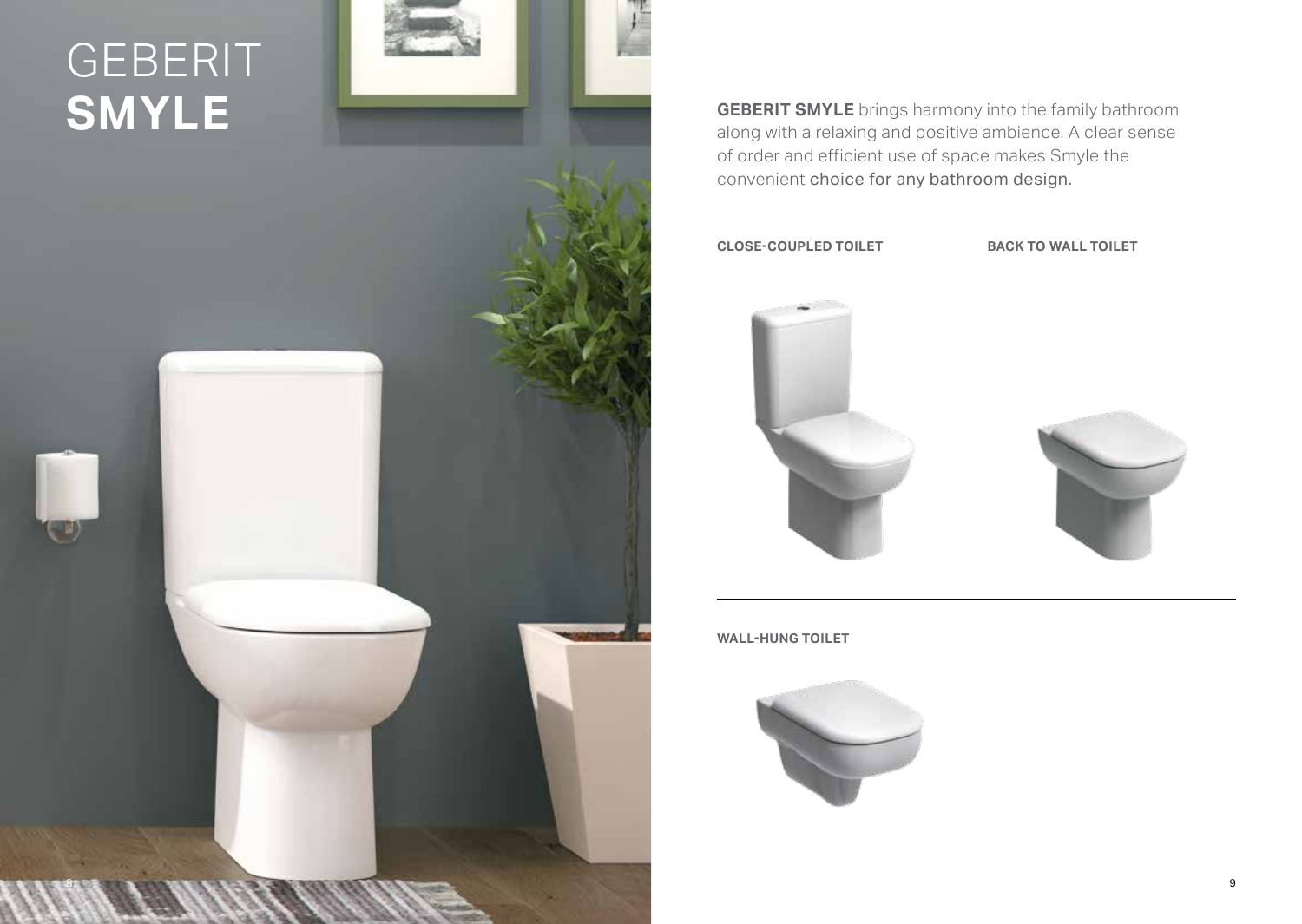# GEBERIT **SMYLE**

**GEBERIT SMYLE** brings harmony into the family bathroom along with a relaxing and positive ambience. A clear sense of order and efficient use of space makes Smyle the convenient choice for any bathroom design.

**CLOSE-COUPLED TOILET**

**BACK TO WALL TOILET**

**WALL-HUNG TOILET**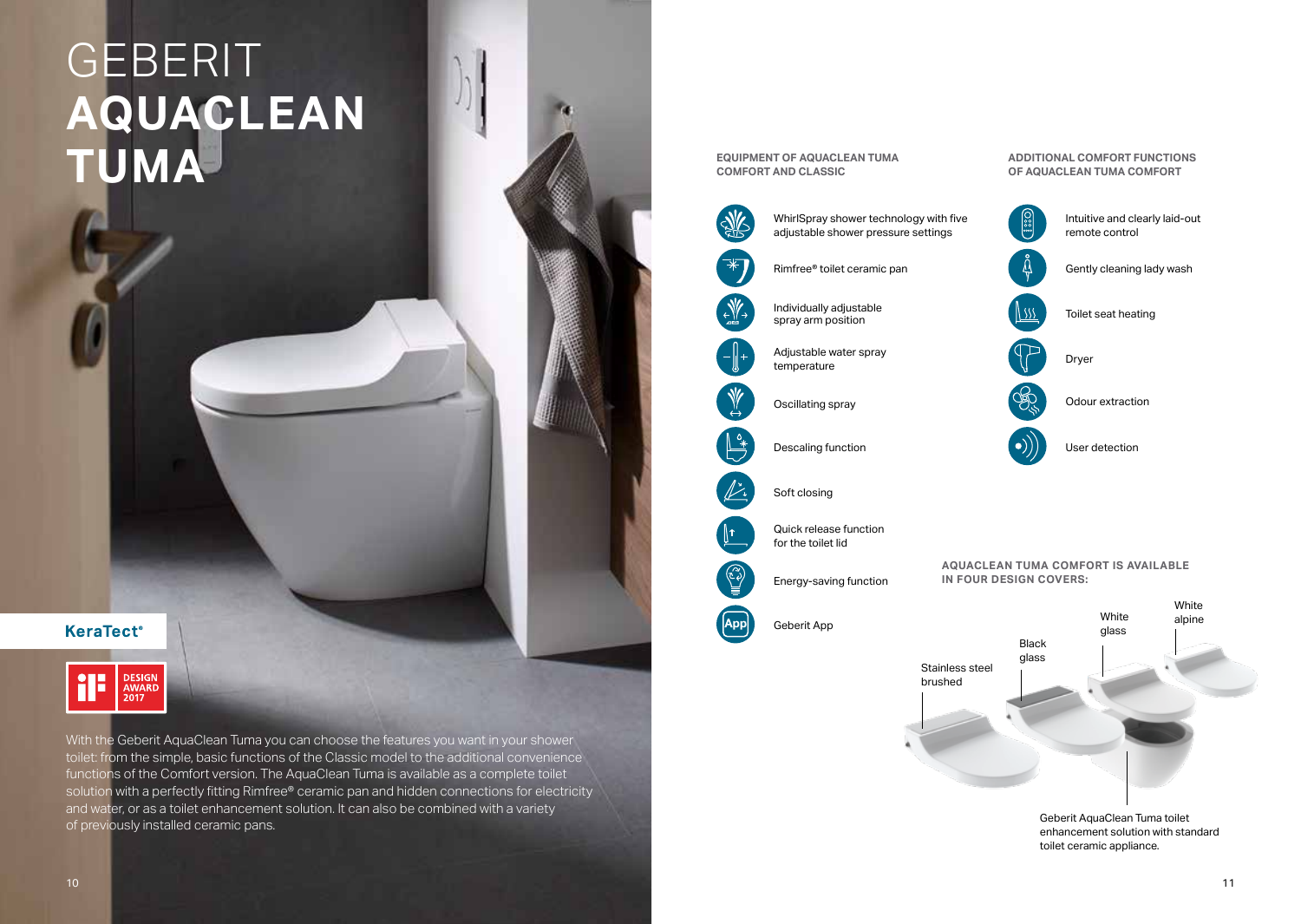# GEBERIT **AQUACLEAN TUMA**

KeraTect®

DESIGN AWARD 2017

With the Geberit AquaClean Tuma you can choose the features you want in your shower toilet: from the simple, basic functions of the Classic model to the additional convenience functions of the Comfort version. The AquaClean Tuma is available as a complete toilet solution with a perfectly fitting Rimfree® ceramic pan and hidden connections for electricity and water, or as a toilet enhancement solution. It can also be combined with a variety of previously installed ceramic pans.

## EQUIPMENT OF AQUACLEAN TUMA COMFORT AND CLASSIC

- WhirlSpray shower technology with five adjustable shower pressure settings
- Rimfree® toilet ceramic pan
- Individually adjustable spray arm position
- Adjustable water spray temperature
- Oscillating spray
- Descaling function
- Soft closing
- Quick release function for the toilet lid
- Energy-saving function
- Geberit App

## ADDITIONAL COMFORT FUNCTIONS OF AQUACLEAN TUMA COMFORT

- Intuitive and clearly laid-out remote control
- Gently cleaning lady wash
- Toilet seat heating
- Dryer
- Odour extraction
- User detection

## AQUACLEAN TUMA COMFORT IS AVAILABLE IN FOUR DESIGN COVERS:

Stainless steel brushed

Black glass

White glass

White alpine

Geberit AquaClean Tuma toilet enhancement solution with standard toilet ceramic appliance.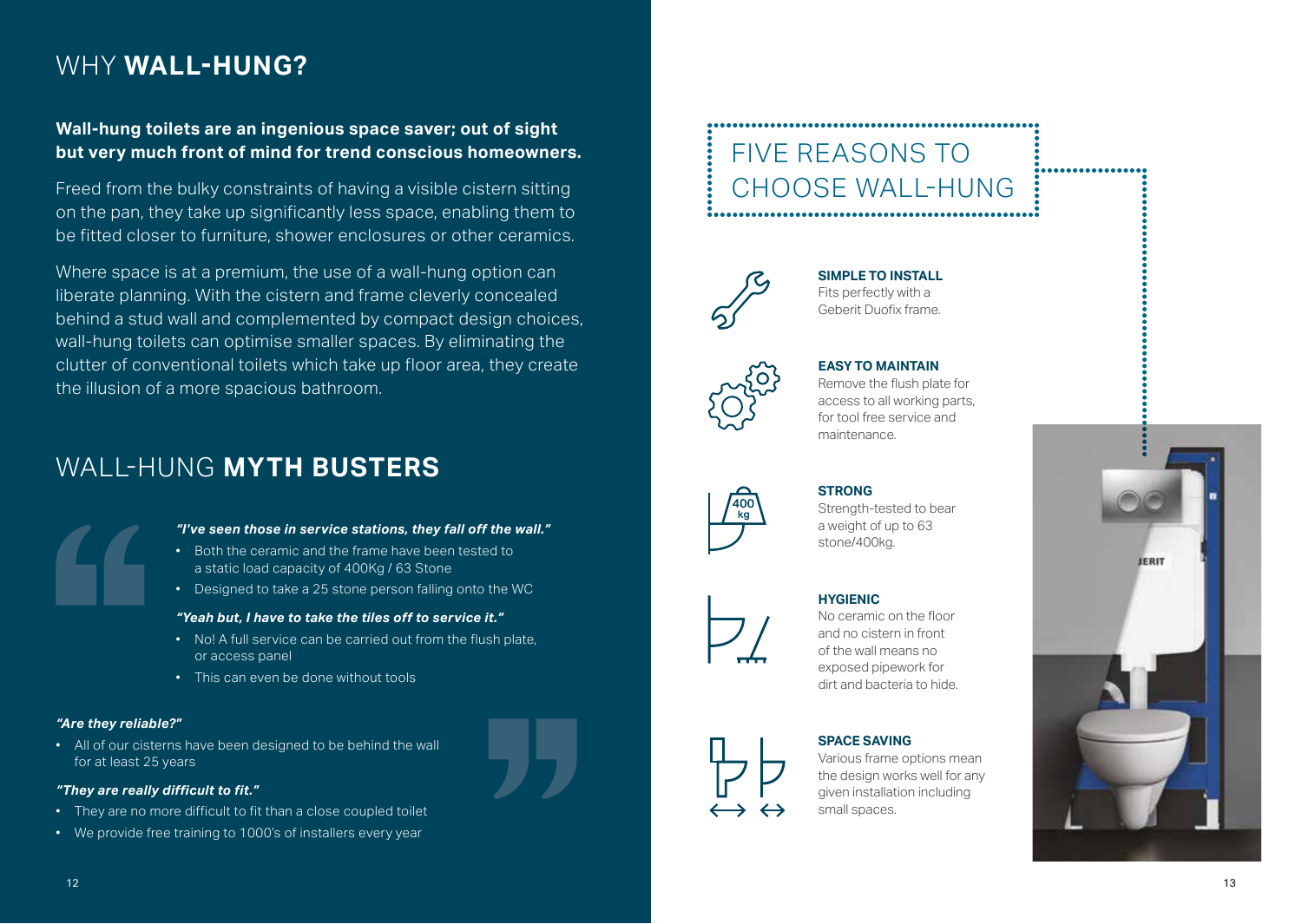# WHY **WALL-HUNG?**

**Wall-hung toilets are an ingenious space saver; out of sight but very much front of mind for trend conscious homeowners.**

Freed from the bulky constraints of having a visible cistern sitting on the pan, they take up significantly less space, enabling them to be fitted closer to furniture, shower enclosures or other ceramics.

Where space is at a premium, the use of a wall-hung option can liberate planning. With the cistern and frame cleverly concealed behind a stud wall and complemented by compact design choices, wall-hung toilets can optimise smaller spaces. By eliminating the clutter of conventional toilets which take up floor area, they create the illusion of a more spacious bathroom.

## WALL-HUNG **MYTH BUSTERS**

***"I've seen those in service stations, they fall off the wall."***

- Both the ceramic and the frame have been tested to a static load capacity of 400Kg / 63 Stone
- Designed to take a 25 stone person falling onto the WC

***"Yeah but, I have to take the tiles off to service it."***

- No! A full service can be carried out from the flush plate, or access panel
- This can even be done without tools

***"Are they reliable?"***

- All of our cisterns have been designed to be behind the wall for at least 25 years

***"They are really difficult to fit."***

- They are no more difficult to fit than a close coupled toilet
- We provide free training to 1000's of installers every year

## FIVE REASONS TO CHOOSE WALL-HUNG

**SIMPLE TO INSTALL**
Fits perfectly with a Geberit Duofix frame.

**EASY TO MAINTAIN**
Remove the flush plate for access to all working parts, for tool free service and maintenance.

**STRONG**
Strength-tested to bear a weight of up to 63 stone/400kg.

**HYGIENIC**
No ceramic on the floor and no cistern in front of the wall means no exposed pipework for dirt and bacteria to hide.

**SPACE SAVING**
Various frame options mean the design works well for any given installation including small spaces.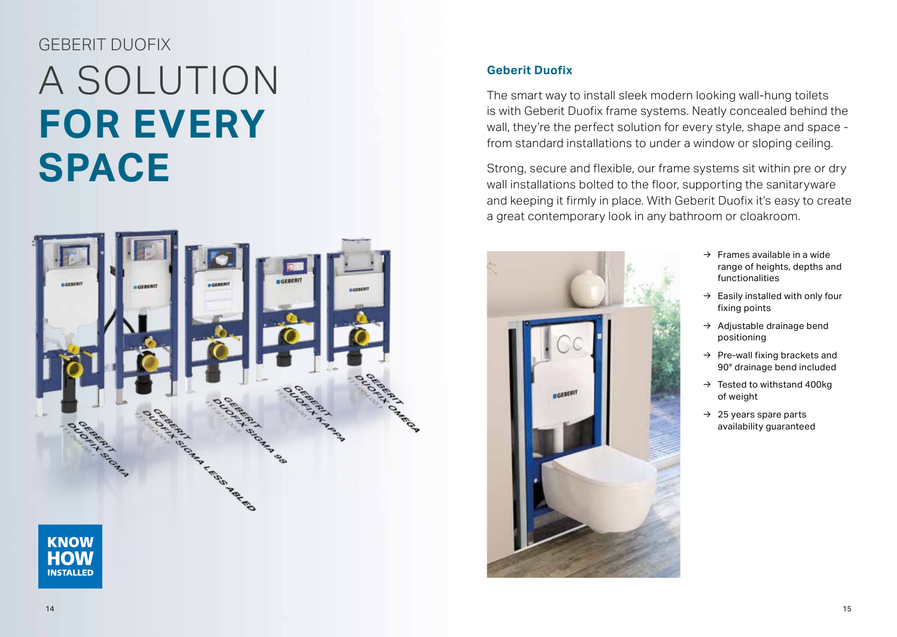GEBERIT DUOFIX

# A SOLUTION **FOR EVERY SPACE**

GEBERIT DUOFIX SIGMA

GEBERIT DUOFIX SIGMA LESS ABLED

GEBERIT DUOFIX SIGMA 98

GEBERIT DUOFIX KAPPA

GEBERIT DUOFIX OMEGA

**KNOW HOW INSTALLED**

## Geberit Duofix

The smart way to install sleek modern looking wall-hung toilets is with Geberit Duofix frame systems. Neatly concealed behind the wall, they're the perfect solution for every style, shape and space - from standard installations to under a window or sloping ceiling.

Strong, secure and flexible, our frame systems sit within pre or dry wall installations bolted to the floor, supporting the sanitaryware and keeping it firmly in place. With Geberit Duofix it's easy to create a great contemporary look in any bathroom or cloakroom.

- → Frames available in a wide range of heights, depths and functionalities
- → Easily installed with only four fixing points
- → Adjustable drainage bend positioning
- → Pre-wall fixing brackets and 90° drainage bend included
- → Tested to withstand 400kg of weight
- → 25 years spare parts availability guaranteed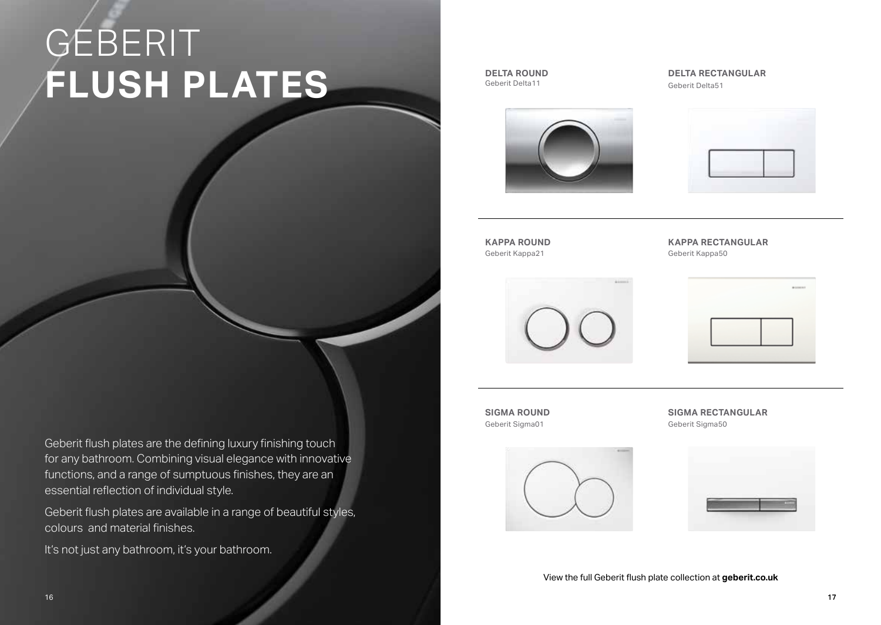# GEBERIT **FLUSH PLATES**

Geberit flush plates are the defining luxury finishing touch for any bathroom. Combining visual elegance with innovative functions, and a range of sumptuous finishes, they are an essential reflection of individual style.

Geberit flush plates are available in a range of beautiful styles, colours and material finishes.

It's not just any bathroom, it's your bathroom.

**DELTA ROUND**
Geberit Delta11

**DELTA RECTANGULAR**
Geberit Delta51

**KAPPA ROUND**
Geberit Kappa21

**KAPPA RECTANGULAR**
Geberit Kappa50

**SIGMA ROUND**
Geberit Sigma01

**SIGMA RECTANGULAR**
Geberit Sigma50

View the full Geberit flush plate collection at **geberit.co.uk**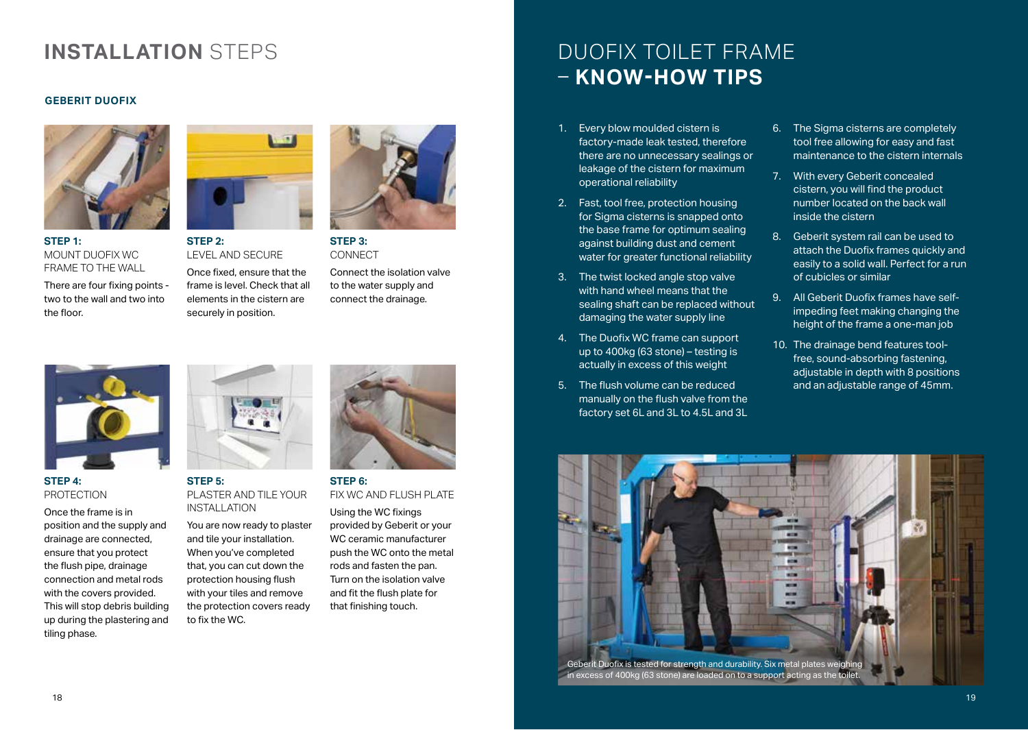# INSTALLATION STEPS

## GEBERIT DUOFIX

**STEP 1:**
MOUNT DUOFIX WC FRAME TO THE WALL

There are four fixing points - two to the wall and two into the floor.

**STEP 2:**
LEVEL AND SECURE

Once fixed, ensure that the frame is level. Check that all elements in the cistern are securely in position.

**STEP 3:**
CONNECT

Connect the isolation valve to the water supply and connect the drainage.

**STEP 4:**
PROTECTION

Once the frame is in position and the supply and drainage are connected, ensure that you protect the flush pipe, drainage connection and metal rods with the covers provided. This will stop debris building up during the plastering and tiling phase.

**STEP 5:**
PLASTER AND TILE YOUR INSTALLATION

You are now ready to plaster and tile your installation. When you've completed that, you can cut down the protection housing flush with your tiles and remove the protection covers ready to fix the WC.

**STEP 6:**
FIX WC AND FLUSH PLATE

Using the WC fixings provided by Geberit or your WC ceramic manufacturer push the WC onto the metal rods and fasten the pan. Turn on the isolation valve and fit the flush plate for that finishing touch.

# DUOFIX TOILET FRAME – KNOW-HOW TIPS

1. Every blow moulded cistern is factory-made leak tested, therefore there are no unnecessary sealings or leakage of the cistern for maximum operational reliability
2. Fast, tool free, protection housing for Sigma cisterns is snapped onto the base frame for optimum sealing against building dust and cement water for greater functional reliability
3. The twist locked angle stop valve with hand wheel means that the sealing shaft can be replaced without damaging the water supply line
4. The Duofix WC frame can support up to 400kg (63 stone) – testing is actually in excess of this weight
5. The flush volume can be reduced manually on the flush valve from the factory set 6L and 3L to 4.5L and 3L
6. The Sigma cisterns are completely tool free allowing for easy and fast maintenance to the cistern internals
7. With every Geberit concealed cistern, you will find the product number located on the back wall inside the cistern
8. Geberit system rail can be used to attach the Duofix frames quickly and easily to a solid wall. Perfect for a run of cubicles or similar
9. All Geberit Duofix frames have self-impeding feet making changing the height of the frame a one-man job
10. The drainage bend features tool-free, sound-absorbing fastening, adjustable in depth with 8 positions and an adjustable range of 45mm.

Geberit Duofix is tested for strength and durability. Six metal plates weighing in excess of 400kg (63 stone) are loaded on to a support acting as the toilet.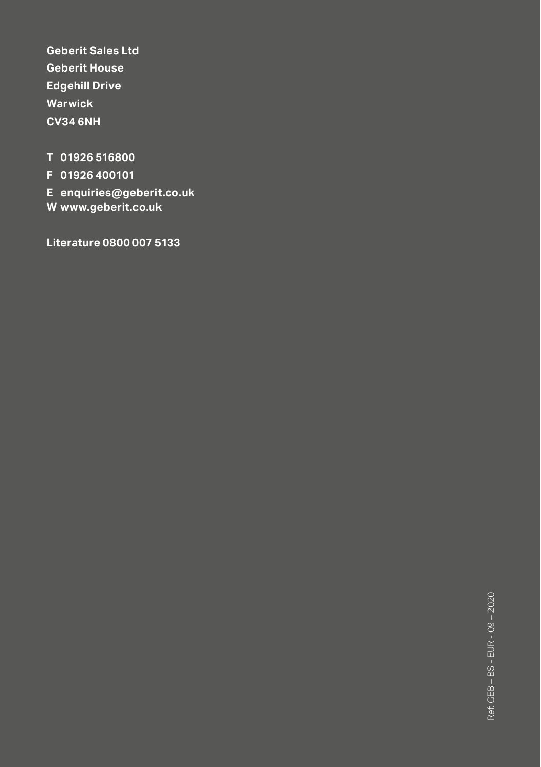**Geberit Sales Ltd**
**Geberit House**
**Edgehill Drive**
**Warwick**
**CV34 6NH**

**T 01926 516800**
**F 01926 400101**
**E enquiries@geberit.co.uk**
**W www.geberit.co.uk**

**Literature 0800 007 5133**

Ref: GEB – BS - EUR - 09 – 2020